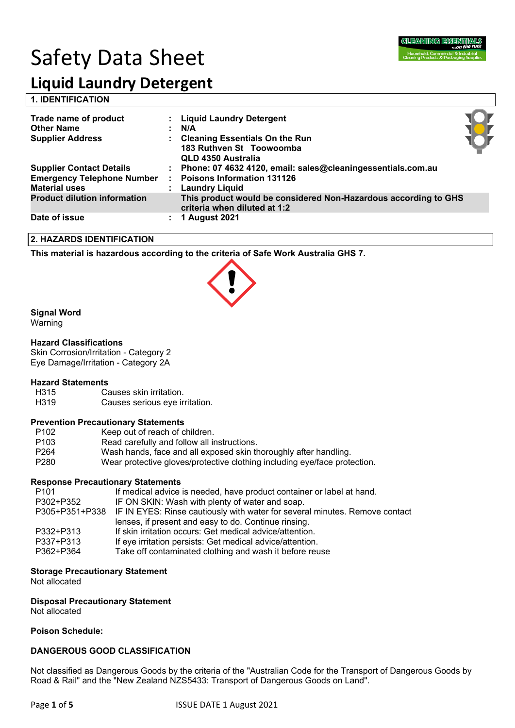# Safety Data Sheet

## Liquid Laundry Detergent

### 1. IDENTIFICATION

| | | |
|---|---|---|
| **Trade name of product** | : | **Liquid Laundry Detergent** |
| **Other Name** | : | **N/A** |
| **Supplier Address** | : | **Cleaning Essentials On the Run**<br>**183 Ruthven St Toowoomba**<br>**QLD 4350 Australia** |
| **Supplier Contact Details** | : | **Phone: 07 4632 4120, email: sales@cleaningessentials.com.au** |
| **Emergency Telephone Number** | : | **Poisons Information 131126** |
| **Material uses** | : | **Laundry Liquid** |
| **Product dilution information** | | **This product would be considered Non-Hazardous according to GHS criteria when diluted at 1:2** |
| **Date of issue** | : | **1 August 2021** |

### 2. HAZARDS IDENTIFICATION

**This material is hazardous according to the criteria of Safe Work Australia GHS 7.**

**Signal Word**
Warning

**Hazard Classifications**
Skin Corrosion/Irritation - Category 2
Eye Damage/Irritation - Category 2A

**Hazard Statements**

| | |
|---|---|
| H315 | Causes skin irritation. |
| H319 | Causes serious eye irritation. |

**Prevention Precautionary Statements**

| | |
|---|---|
| P102 | Keep out of reach of children. |
| P103 | Read carefully and follow all instructions. |
| P264 | Wash hands, face and all exposed skin thoroughly after handling. |
| P280 | Wear protective gloves/protective clothing including eye/face protection. |

**Response Precautionary Statements**

| | |
|---|---|
| P101 | If medical advice is needed, have product container or label at hand. |
| P302+P352 | IF ON SKIN: Wash with plenty of water and soap. |
| P305+P351+P338 | IF IN EYES: Rinse cautiously with water for several minutes. Remove contact lenses, if present and easy to do. Continue rinsing. |
| P332+P313 | If skin irritation occurs: Get medical advice/attention. |
| P337+P313 | If eye irritation persists: Get medical advice/attention. |
| P362+P364 | Take off contaminated clothing and wash it before reuse |

**Storage Precautionary Statement**
Not allocated

**Disposal Precautionary Statement**
Not allocated

**Poison Schedule:**

**DANGEROUS GOOD CLASSIFICATION**

Not classified as Dangerous Goods by the criteria of the "Australian Code for the Transport of Dangerous Goods by Road & Rail" and the "New Zealand NZS5433: Transport of Dangerous Goods on Land".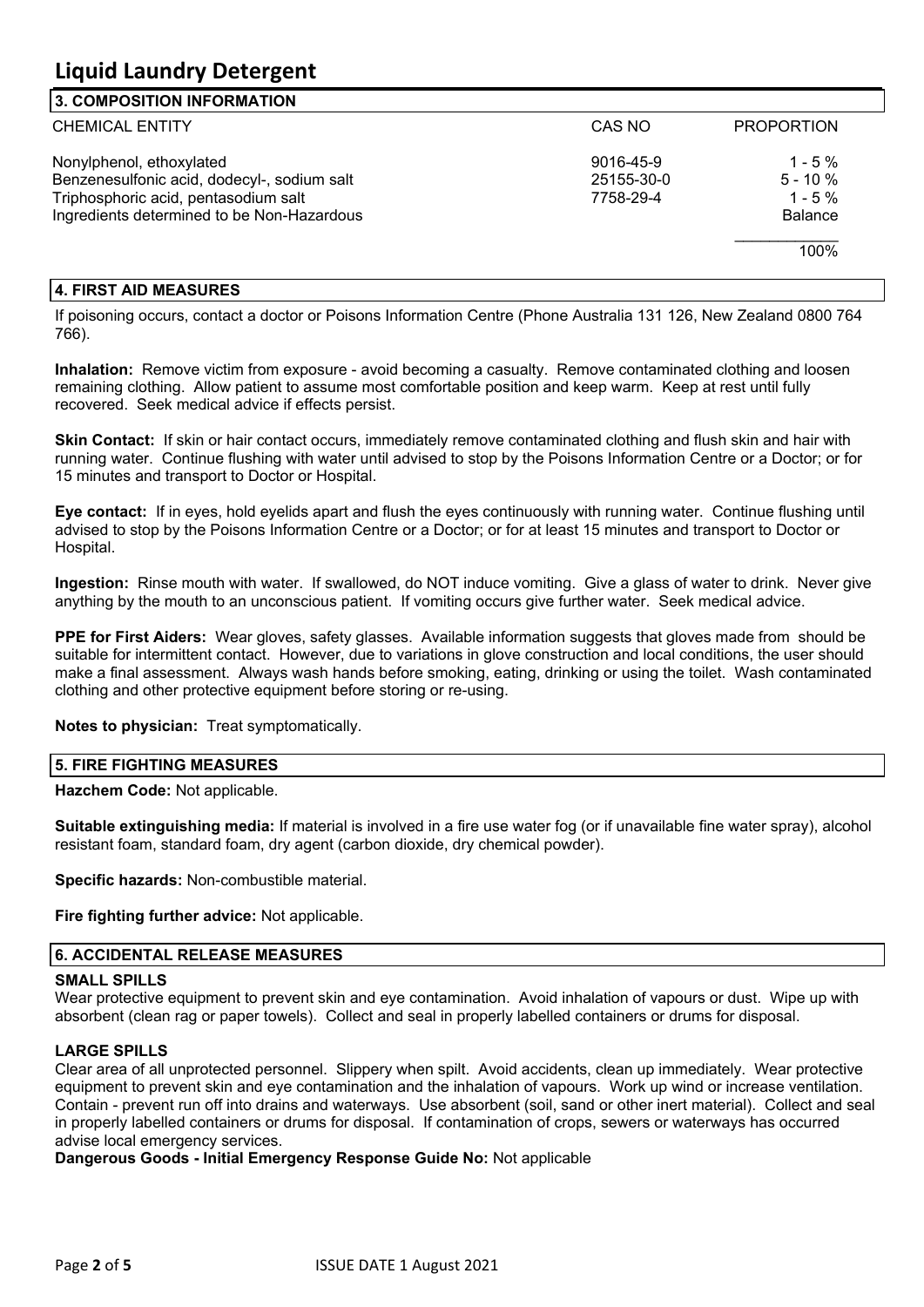# Liquid Laundry Detergent

## 3. COMPOSITION INFORMATION

| CHEMICAL ENTITY | CAS NO | PROPORTION |
|---|---|---|
| Nonylphenol, ethoxylated | 9016-45-9 | 1 - 5 % |
| Benzenesulfonic acid, dodecyl-, sodium salt | 25155-30-0 | 5 - 10 % |
| Triphosphoric acid, pentasodium salt | 7758-29-4 | 1 - 5 % |
| Ingredients determined to be Non-Hazardous | | Balance |
| | | 100% |

## 4. FIRST AID MEASURES

If poisoning occurs, contact a doctor or Poisons Information Centre (Phone Australia 131 126, New Zealand 0800 764 766).

**Inhalation:** Remove victim from exposure - avoid becoming a casualty. Remove contaminated clothing and loosen remaining clothing. Allow patient to assume most comfortable position and keep warm. Keep at rest until fully recovered. Seek medical advice if effects persist.

**Skin Contact:** If skin or hair contact occurs, immediately remove contaminated clothing and flush skin and hair with running water. Continue flushing with water until advised to stop by the Poisons Information Centre or a Doctor; or for 15 minutes and transport to Doctor or Hospital.

**Eye contact:** If in eyes, hold eyelids apart and flush the eyes continuously with running water. Continue flushing until advised to stop by the Poisons Information Centre or a Doctor; or for at least 15 minutes and transport to Doctor or Hospital.

**Ingestion:** Rinse mouth with water. If swallowed, do NOT induce vomiting. Give a glass of water to drink. Never give anything by the mouth to an unconscious patient. If vomiting occurs give further water. Seek medical advice.

**PPE for First Aiders:** Wear gloves, safety glasses. Available information suggests that gloves made from should be suitable for intermittent contact. However, due to variations in glove construction and local conditions, the user should make a final assessment. Always wash hands before smoking, eating, drinking or using the toilet. Wash contaminated clothing and other protective equipment before storing or re-using.

**Notes to physician:** Treat symptomatically.

## 5. FIRE FIGHTING MEASURES

**Hazchem Code:** Not applicable.

**Suitable extinguishing media:** If material is involved in a fire use water fog (or if unavailable fine water spray), alcohol resistant foam, standard foam, dry agent (carbon dioxide, dry chemical powder).

**Specific hazards:** Non-combustible material.

**Fire fighting further advice:** Not applicable.

## 6. ACCIDENTAL RELEASE MEASURES

### SMALL SPILLS

Wear protective equipment to prevent skin and eye contamination. Avoid inhalation of vapours or dust. Wipe up with absorbent (clean rag or paper towels). Collect and seal in properly labelled containers or drums for disposal.

### LARGE SPILLS

Clear area of all unprotected personnel. Slippery when spilt. Avoid accidents, clean up immediately. Wear protective equipment to prevent skin and eye contamination and the inhalation of vapours. Work up wind or increase ventilation. Contain - prevent run off into drains and waterways. Use absorbent (soil, sand or other inert material). Collect and seal in properly labelled containers or drums for disposal. If contamination of crops, sewers or waterways has occurred advise local emergency services.

**Dangerous Goods - Initial Emergency Response Guide No:** Not applicable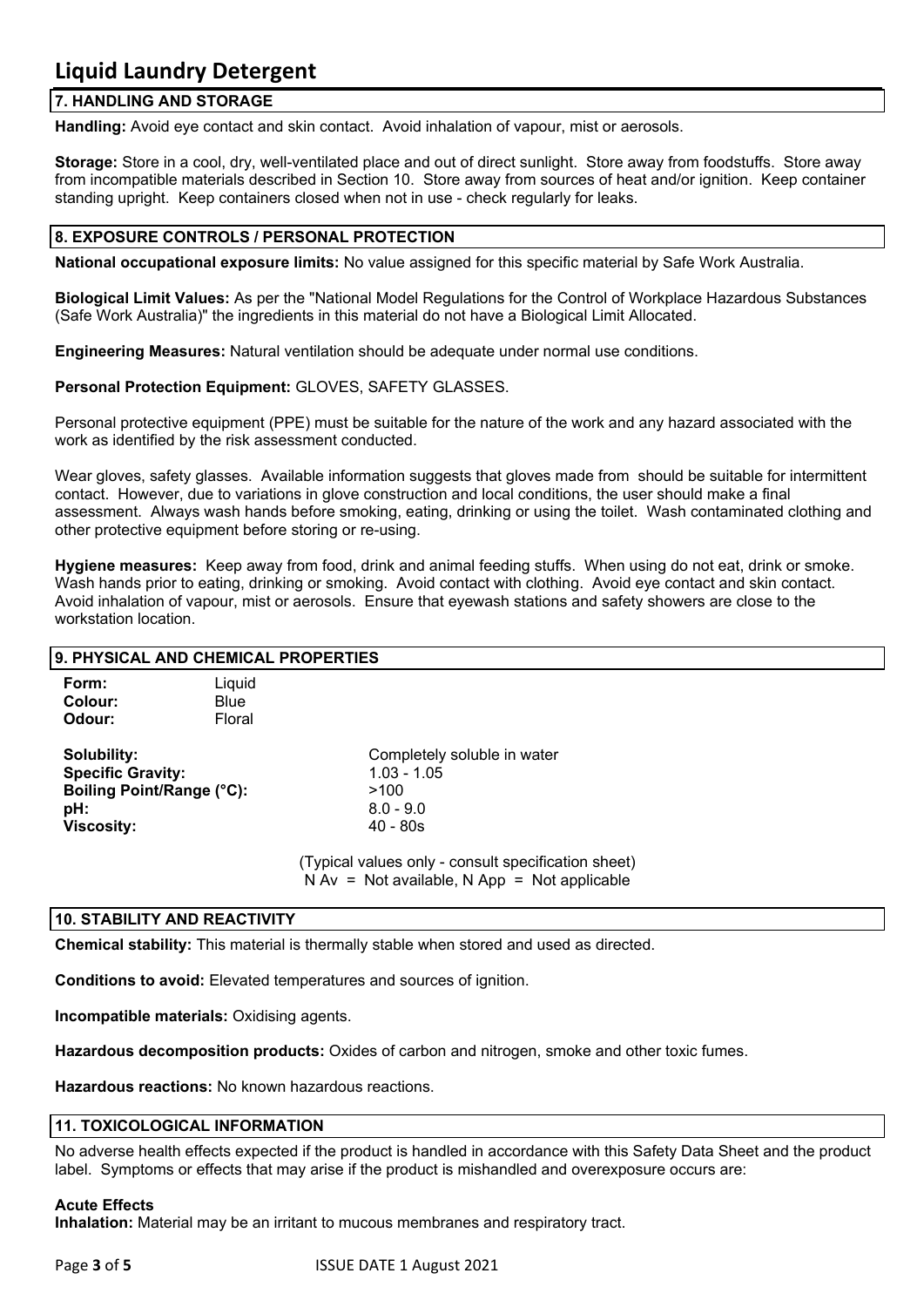# Liquid Laundry Detergent

## 7. HANDLING AND STORAGE

**Handling:** Avoid eye contact and skin contact. Avoid inhalation of vapour, mist or aerosols.

**Storage:** Store in a cool, dry, well-ventilated place and out of direct sunlight. Store away from foodstuffs. Store away from incompatible materials described in Section 10. Store away from sources of heat and/or ignition. Keep container standing upright. Keep containers closed when not in use - check regularly for leaks.

## 8. EXPOSURE CONTROLS / PERSONAL PROTECTION

**National occupational exposure limits:** No value assigned for this specific material by Safe Work Australia.

**Biological Limit Values:** As per the "National Model Regulations for the Control of Workplace Hazardous Substances (Safe Work Australia)" the ingredients in this material do not have a Biological Limit Allocated.

**Engineering Measures:** Natural ventilation should be adequate under normal use conditions.

**Personal Protection Equipment:** GLOVES, SAFETY GLASSES.

Personal protective equipment (PPE) must be suitable for the nature of the work and any hazard associated with the work as identified by the risk assessment conducted.

Wear gloves, safety glasses. Available information suggests that gloves made from should be suitable for intermittent contact. However, due to variations in glove construction and local conditions, the user should make a final assessment. Always wash hands before smoking, eating, drinking or using the toilet. Wash contaminated clothing and other protective equipment before storing or re-using.

**Hygiene measures:** Keep away from food, drink and animal feeding stuffs. When using do not eat, drink or smoke. Wash hands prior to eating, drinking or smoking. Avoid contact with clothing. Avoid eye contact and skin contact. Avoid inhalation of vapour, mist or aerosols. Ensure that eyewash stations and safety showers are close to the workstation location.

## 9. PHYSICAL AND CHEMICAL PROPERTIES

**Form:** Liquid
**Colour:** Blue
**Odour:** Floral

| | |
|---|---|
| **Solubility:** | Completely soluble in water |
| **Specific Gravity:** | 1.03 - 1.05 |
| **Boiling Point/Range (°C):** | >100 |
| **pH:** | 8.0 - 9.0 |
| **Viscosity:** | 40 - 80s |

(Typical values only - consult specification sheet)
N Av = Not available, N App = Not applicable

## 10. STABILITY AND REACTIVITY

**Chemical stability:** This material is thermally stable when stored and used as directed.

**Conditions to avoid:** Elevated temperatures and sources of ignition.

**Incompatible materials:** Oxidising agents.

**Hazardous decomposition products:** Oxides of carbon and nitrogen, smoke and other toxic fumes.

**Hazardous reactions:** No known hazardous reactions.

## 11. TOXICOLOGICAL INFORMATION

No adverse health effects expected if the product is handled in accordance with this Safety Data Sheet and the product label. Symptoms or effects that may arise if the product is mishandled and overexposure occurs are:

**Acute Effects**
**Inhalation:** Material may be an irritant to mucous membranes and respiratory tract.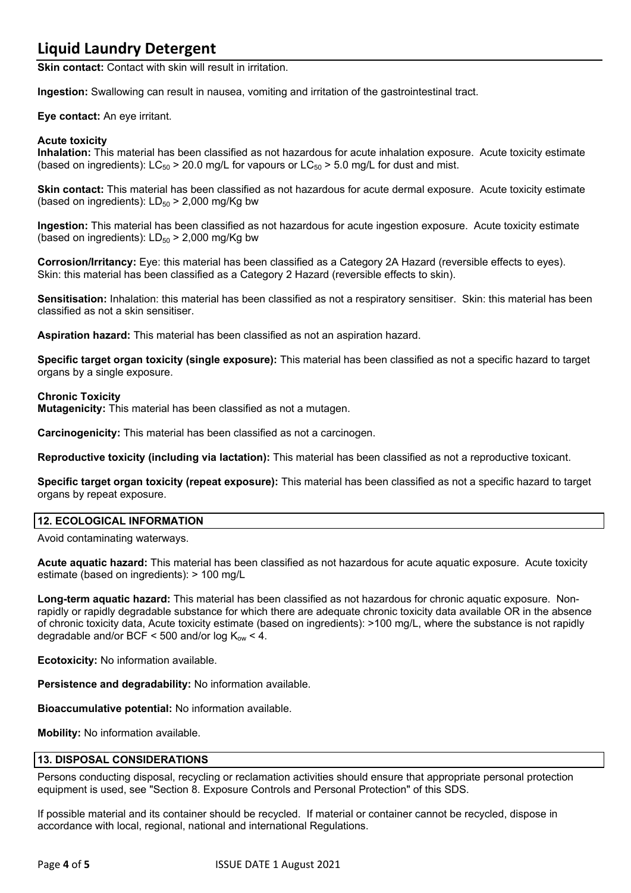**Skin contact:** Contact with skin will result in irritation.

**Ingestion:** Swallowing can result in nausea, vomiting and irritation of the gastrointestinal tract.

**Eye contact:** An eye irritant.

**Acute toxicity**

**Inhalation:** This material has been classified as not hazardous for acute inhalation exposure. Acute toxicity estimate (based on ingredients): $LC_{50}$ > 20.0 mg/L for vapours or $LC_{50}$ > 5.0 mg/L for dust and mist.

**Skin contact:** This material has been classified as not hazardous for acute dermal exposure. Acute toxicity estimate (based on ingredients): $LD_{50}$ > 2,000 mg/Kg bw

**Ingestion:** This material has been classified as not hazardous for acute ingestion exposure. Acute toxicity estimate (based on ingredients): $LD_{50}$ > 2,000 mg/Kg bw

**Corrosion/Irritancy:** Eye: this material has been classified as a Category 2A Hazard (reversible effects to eyes). Skin: this material has been classified as a Category 2 Hazard (reversible effects to skin).

**Sensitisation:** Inhalation: this material has been classified as not a respiratory sensitiser. Skin: this material has been classified as not a skin sensitiser.

**Aspiration hazard:** This material has been classified as not an aspiration hazard.

**Specific target organ toxicity (single exposure):** This material has been classified as not a specific hazard to target organs by a single exposure.

**Chronic Toxicity**

**Mutagenicity:** This material has been classified as not a mutagen.

**Carcinogenicity:** This material has been classified as not a carcinogen.

**Reproductive toxicity (including via lactation):** This material has been classified as not a reproductive toxicant.

**Specific target organ toxicity (repeat exposure):** This material has been classified as not a specific hazard to target organs by repeat exposure.

## 12. ECOLOGICAL INFORMATION

Avoid contaminating waterways.

**Acute aquatic hazard:** This material has been classified as not hazardous for acute aquatic exposure. Acute toxicity estimate (based on ingredients): > 100 mg/L

**Long-term aquatic hazard:** This material has been classified as not hazardous for chronic aquatic exposure. Non-rapidly or rapidly degradable substance for which there are adequate chronic toxicity data available OR in the absence of chronic toxicity data, Acute toxicity estimate (based on ingredients): >100 mg/L, where the substance is not rapidly degradable and/or BCF < 500 and/or log $K_{ow}$ < 4.

**Ecotoxicity:** No information available.

**Persistence and degradability:** No information available.

**Bioaccumulative potential:** No information available.

**Mobility:** No information available.

## 13. DISPOSAL CONSIDERATIONS

Persons conducting disposal, recycling or reclamation activities should ensure that appropriate personal protection equipment is used, see "Section 8. Exposure Controls and Personal Protection" of this SDS.

If possible material and its container should be recycled. If material or container cannot be recycled, dispose in accordance with local, regional, national and international Regulations.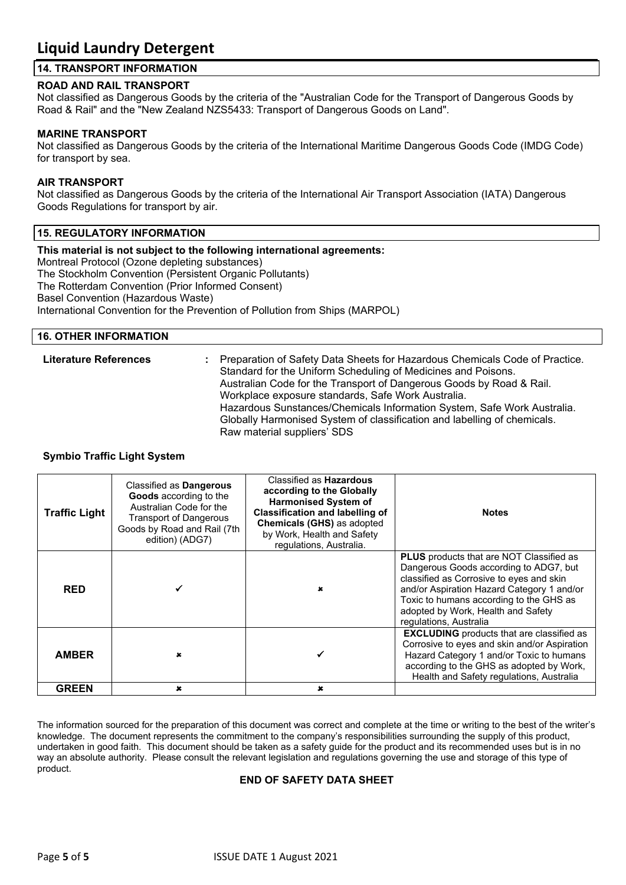# Liquid Laundry Detergent

## 14. TRANSPORT INFORMATION

### ROAD AND RAIL TRANSPORT

Not classified as Dangerous Goods by the criteria of the "Australian Code for the Transport of Dangerous Goods by Road & Rail" and the "New Zealand NZS5433: Transport of Dangerous Goods on Land".

### MARINE TRANSPORT

Not classified as Dangerous Goods by the criteria of the International Maritime Dangerous Goods Code (IMDG Code) for transport by sea.

### AIR TRANSPORT

Not classified as Dangerous Goods by the criteria of the International Air Transport Association (IATA) Dangerous Goods Regulations for transport by air.

## 15. REGULATORY INFORMATION

**This material is not subject to the following international agreements:**

Montreal Protocol (Ozone depleting substances)
The Stockholm Convention (Persistent Organic Pollutants)
The Rotterdam Convention (Prior Informed Consent)
Basel Convention (Hazardous Waste)
International Convention for the Prevention of Pollution from Ships (MARPOL)

## 16. OTHER INFORMATION

**Literature References** : Preparation of Safety Data Sheets for Hazardous Chemicals Code of Practice.
Standard for the Uniform Scheduling of Medicines and Poisons.
Australian Code for the Transport of Dangerous Goods by Road & Rail.
Workplace exposure standards, Safe Work Australia.
Hazardous Sunstances/Chemicals Information System, Safe Work Australia.
Globally Harmonised System of classification and labelling of chemicals.
Raw material suppliers' SDS

**Symbio Traffic Light System**

| Traffic Light | Classified as **Dangerous Goods** according to the Australian Code for the Transport of Dangerous Goods by Road and Rail (7th edition) (ADG7) | Classified as **Hazardous according to the Globally Harmonised System of Classification and labelling of Chemicals (GHS)** as adopted by Work, Health and Safety regulations, Australia. | Notes |
|---|---|---|---|
| **RED** | ✓ | ✗ | **PLUS** products that are NOT Classified as Dangerous Goods according to ADG7, but classified as Corrosive to eyes and skin and/or Aspiration Hazard Category 1 and/or Toxic to humans according to the GHS as adopted by Work, Health and Safety regulations, Australia |
| **AMBER** | ✗ | ✓ | **EXCLUDING** products that are classified as Corrosive to eyes and skin and/or Aspiration Hazard Category 1 and/or Toxic to humans according to the GHS as adopted by Work, Health and Safety regulations, Australia |
| **GREEN** | ✗ | ✗ | |

The information sourced for the preparation of this document was correct and complete at the time or writing to the best of the writer's knowledge. The document represents the commitment to the company's responsibilities surrounding the supply of this product, undertaken in good faith. This document should be taken as a safety guide for the product and its recommended uses but is in no way an absolute authority. Please consult the relevant legislation and regulations governing the use and storage of this type of product.

**END OF SAFETY DATA SHEET**

ISSUE DATE 1 August 2021